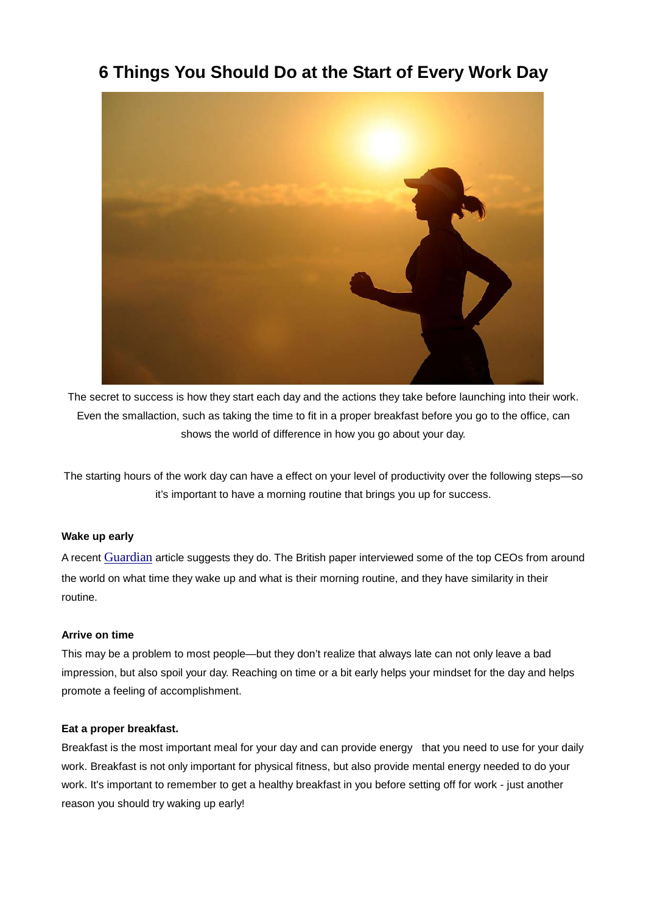# 6 Things You Should Do at the Start of Every Work Day

The secret to success is how they start each day and the actions they take before launching into their work. Even the smallaction, such as taking the time to fit in a proper breakfast before you go to the office, can shows the world of difference in how you go about your day.

The starting hours of the work day can have a effect on your level of productivity over the following steps—so it's important to have a morning routine that brings you up for success.

**Wake up early**

A recent Guardian article suggests they do. The British paper interviewed some of the top CEOs from around the world on what time they wake up and what is their morning routine, and they have similarity in their routine.

**Arrive on time**

This may be a problem to most people—but they don't realize that always late can not only leave a bad impression, but also spoil your day. Reaching on time or a bit early helps your mindset for the day and helps promote a feeling of accomplishment.

**Eat a proper breakfast.**

Breakfast is the most important meal for your day and can provide energy that you need to use for your daily work. Breakfast is not only important for physical fitness, but also provide mental energy needed to do your work. It's important to remember to get a healthy breakfast in you before setting off for work - just another reason you should try waking up early!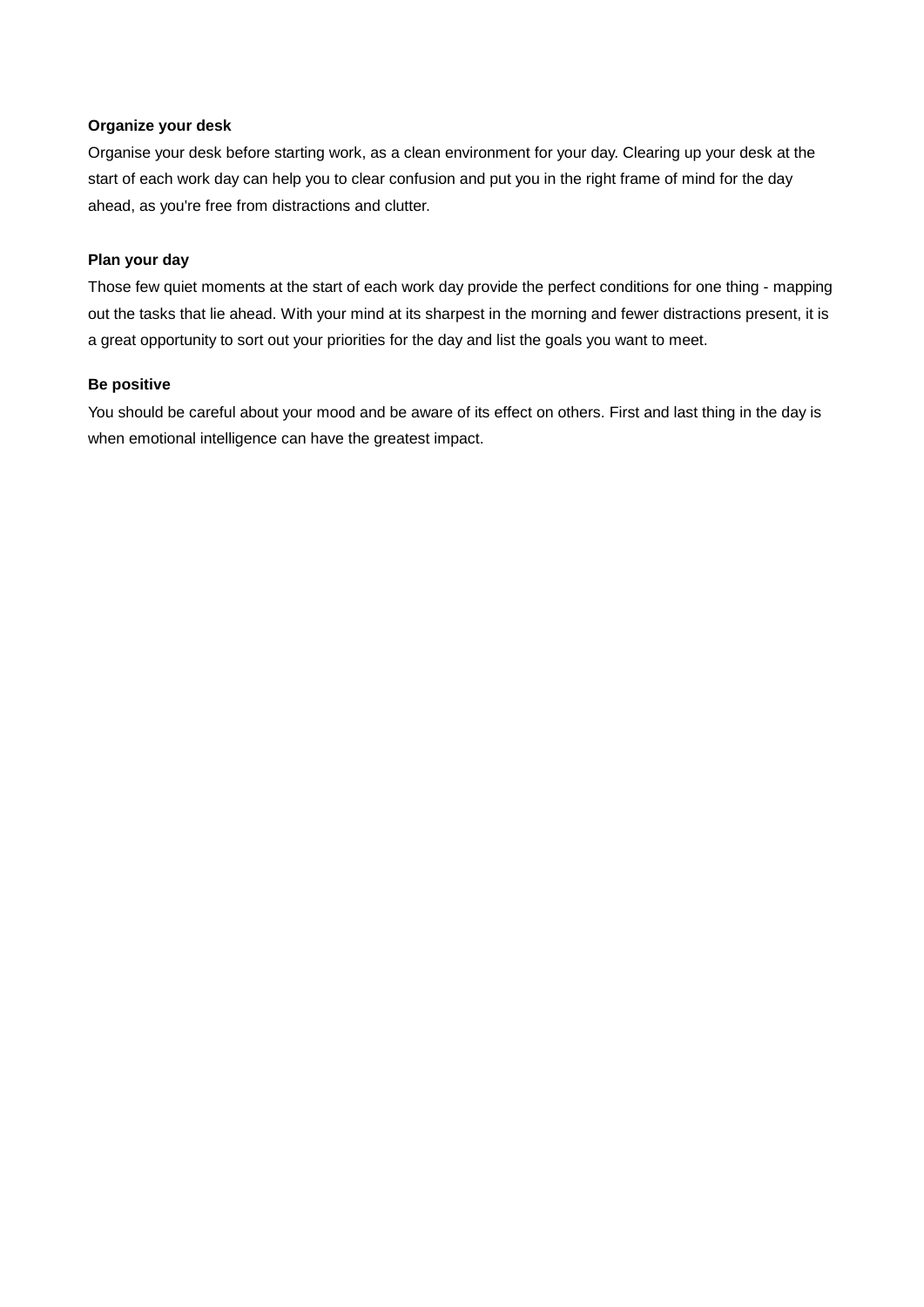**Organize your desk**

Organise your desk before starting work, as a clean environment for your day. Clearing up your desk at the start of each work day can help you to clear confusion and put you in the right frame of mind for the day ahead, as you're free from distractions and clutter.

**Plan your day**

Those few quiet moments at the start of each work day provide the perfect conditions for one thing - mapping out the tasks that lie ahead. With your mind at its sharpest in the morning and fewer distractions present, it is a great opportunity to sort out your priorities for the day and list the goals you want to meet.

**Be positive**

You should be careful about your mood and be aware of its effect on others. First and last thing in the day is when emotional intelligence can have the greatest impact.